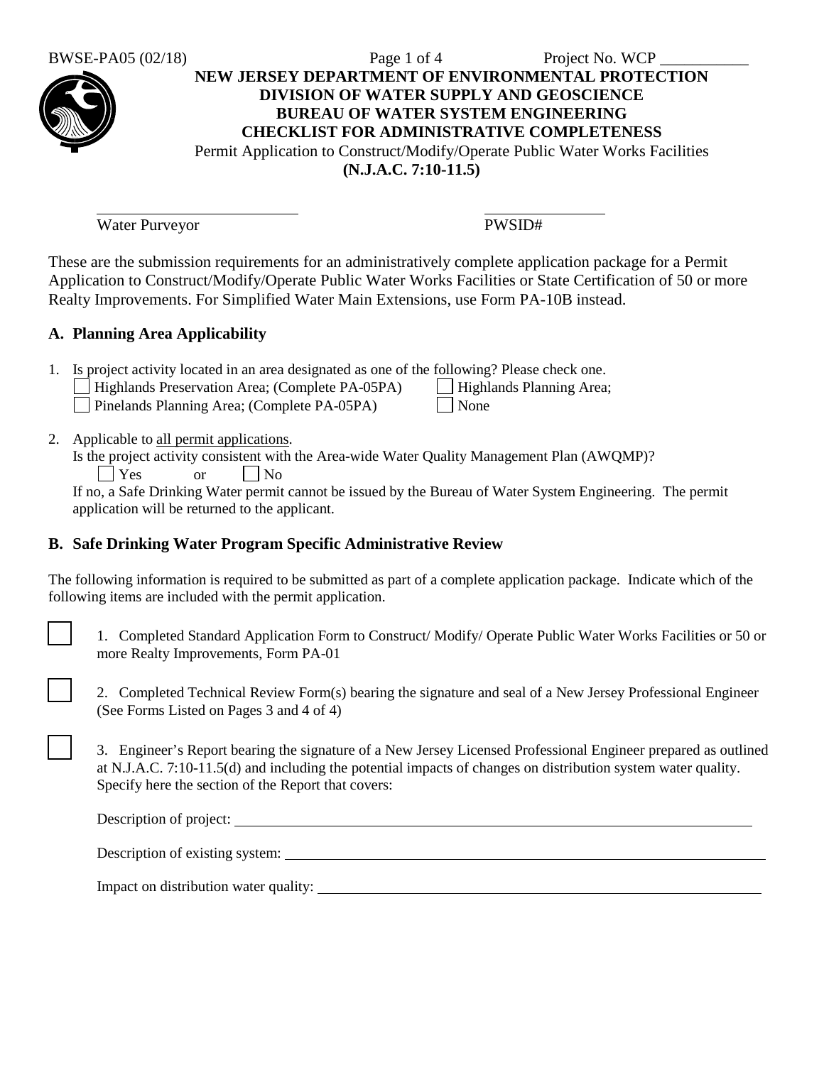BWSE-PA05 (02/18) Project No. WCP ___________

**NEW JERSEY DEPARTMENT OF ENVIRONMENTAL PROTECTION**
**DIVISION OF WATER SUPPLY AND GEOSCIENCE**
**BUREAU OF WATER SYSTEM ENGINEERING**
**CHECKLIST FOR ADMINISTRATIVE COMPLETENESS**

Permit Application to Construct/Modify/Operate Public Water Works Facilities
**(N.J.A.C. 7:10-11.5)**

___________________________ Water Purveyor

_______________ PWSID#

These are the submission requirements for an administratively complete application package for a Permit Application to Construct/Modify/Operate Public Water Works Facilities or State Certification of 50 or more Realty Improvements. For Simplified Water Main Extensions, use Form PA-10B instead.

## A. Planning Area Applicability

1. Is project activity located in an area designated as one of the following? Please check one.
   - ☐ Highlands Preservation Area; (Complete PA-05PA)
   - ☐ Highlands Planning Area;
   - ☐ Pinelands Planning Area; (Complete PA-05PA)
   - ☐ None

2. Applicable to all permit applications.
   Is the project activity consistent with the Area-wide Water Quality Management Plan (AWQMP)?
   ☐ Yes or ☐ No
   If no, a Safe Drinking Water permit cannot be issued by the Bureau of Water System Engineering. The permit application will be returned to the applicant.

## B. Safe Drinking Water Program Specific Administrative Review

The following information is required to be submitted as part of a complete application package. Indicate which of the following items are included with the permit application.

☐ 1. Completed Standard Application Form to Construct/ Modify/ Operate Public Water Works Facilities or 50 or more Realty Improvements, Form PA-01

☐ 2. Completed Technical Review Form(s) bearing the signature and seal of a New Jersey Professional Engineer (See Forms Listed on Pages 3 and 4 of 4)

☐ 3. Engineer's Report bearing the signature of a New Jersey Licensed Professional Engineer prepared as outlined at N.J.A.C. 7:10-11.5(d) and including the potential impacts of changes on distribution system water quality. Specify here the section of the Report that covers:

Description of project: ____________________________________________

Description of existing system: ____________________________________________

Impact on distribution water quality: ____________________________________________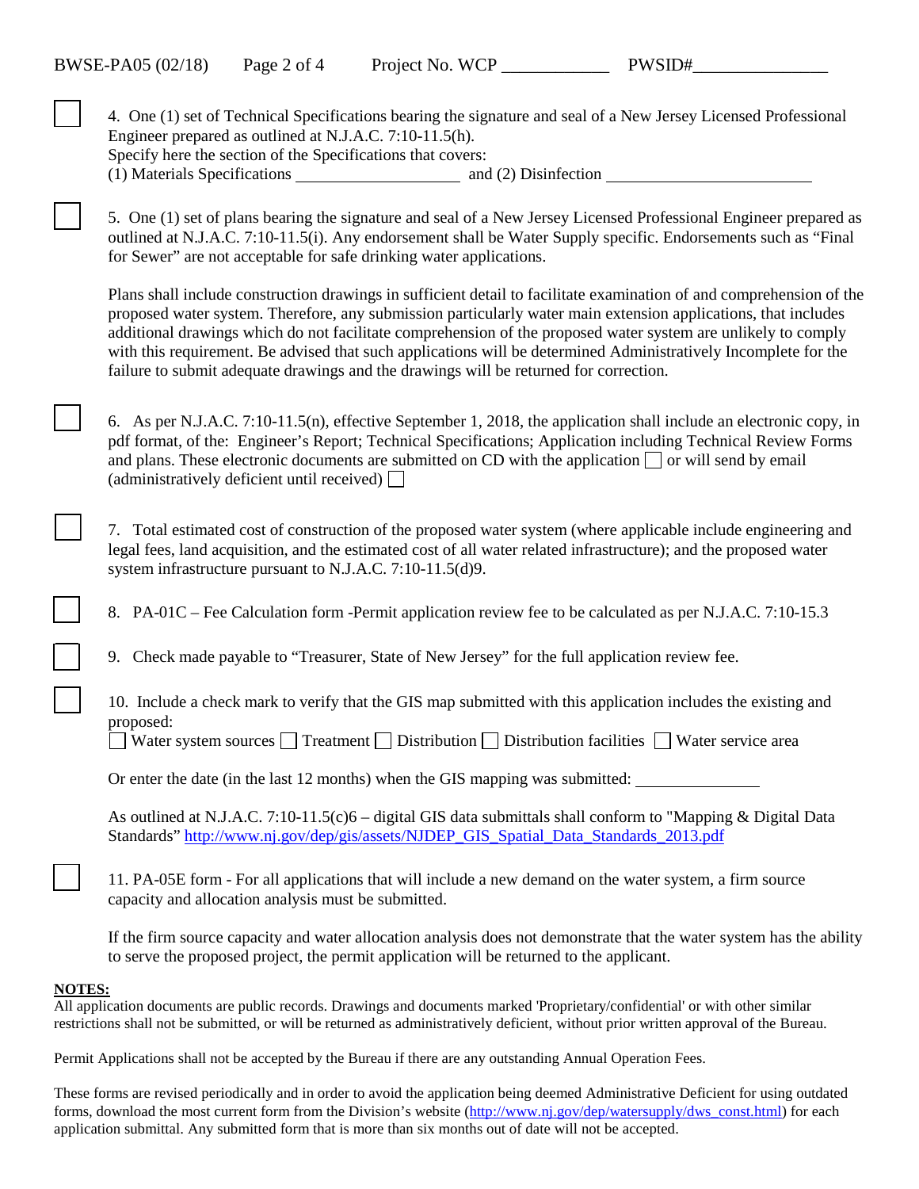☐ 4. One (1) set of Technical Specifications bearing the signature and seal of a New Jersey Licensed Professional Engineer prepared as outlined at N.J.A.C. 7:10-11.5(h).
Specify here the section of the Specifications that covers:
(1) Materials Specifications ____________________ and (2) Disinfection _________________________

☐ 5. One (1) set of plans bearing the signature and seal of a New Jersey Licensed Professional Engineer prepared as outlined at N.J.A.C. 7:10-11.5(i). Any endorsement shall be Water Supply specific. Endorsements such as "Final for Sewer" are not acceptable for safe drinking water applications.

Plans shall include construction drawings in sufficient detail to facilitate examination of and comprehension of the proposed water system. Therefore, any submission particularly water main extension applications, that includes additional drawings which do not facilitate comprehension of the proposed water system are unlikely to comply with this requirement. Be advised that such applications will be determined Administratively Incomplete for the failure to submit adequate drawings and the drawings will be returned for correction.

☐ 6. As per N.J.A.C. 7:10-11.5(n), effective September 1, 2018, the application shall include an electronic copy, in pdf format, of the: Engineer's Report; Technical Specifications; Application including Technical Review Forms and plans. These electronic documents are submitted on CD with the application ☐ or will send by email (administratively deficient until received) ☐

☐ 7. Total estimated cost of construction of the proposed water system (where applicable include engineering and legal fees, land acquisition, and the estimated cost of all water related infrastructure); and the proposed water system infrastructure pursuant to N.J.A.C. 7:10-11.5(d)9.

☐ 8. PA-01C – Fee Calculation form -Permit application review fee to be calculated as per N.J.A.C. 7:10-15.3

☐ 9. Check made payable to "Treasurer, State of New Jersey" for the full application review fee.

☐ 10. Include a check mark to verify that the GIS map submitted with this application includes the existing and proposed:
☐ Water system sources ☐ Treatment ☐ Distribution ☐ Distribution facilities ☐ Water service area

Or enter the date (in the last 12 months) when the GIS mapping was submitted: _______________

As outlined at N.J.A.C. 7:10-11.5(c)6 – digital GIS data submittals shall conform to "Mapping & Digital Data Standards" http://www.nj.gov/dep/gis/assets/NJDEP_GIS_Spatial_Data_Standards_2013.pdf

☐ 11. PA-05E form - For all applications that will include a new demand on the water system, a firm source capacity and allocation analysis must be submitted.

If the firm source capacity and water allocation analysis does not demonstrate that the water system has the ability to serve the proposed project, the permit application will be returned to the applicant.

**NOTES:**

All application documents are public records. Drawings and documents marked 'Proprietary/confidential' or with other similar restrictions shall not be submitted, or will be returned as administratively deficient, without prior written approval of the Bureau.

Permit Applications shall not be accepted by the Bureau if there are any outstanding Annual Operation Fees.

These forms are revised periodically and in order to avoid the application being deemed Administrative Deficient for using outdated forms, download the most current form from the Division's website (http://www.nj.gov/dep/watersupply/dws_const.html) for each application submittal. Any submitted form that is more than six months out of date will not be accepted.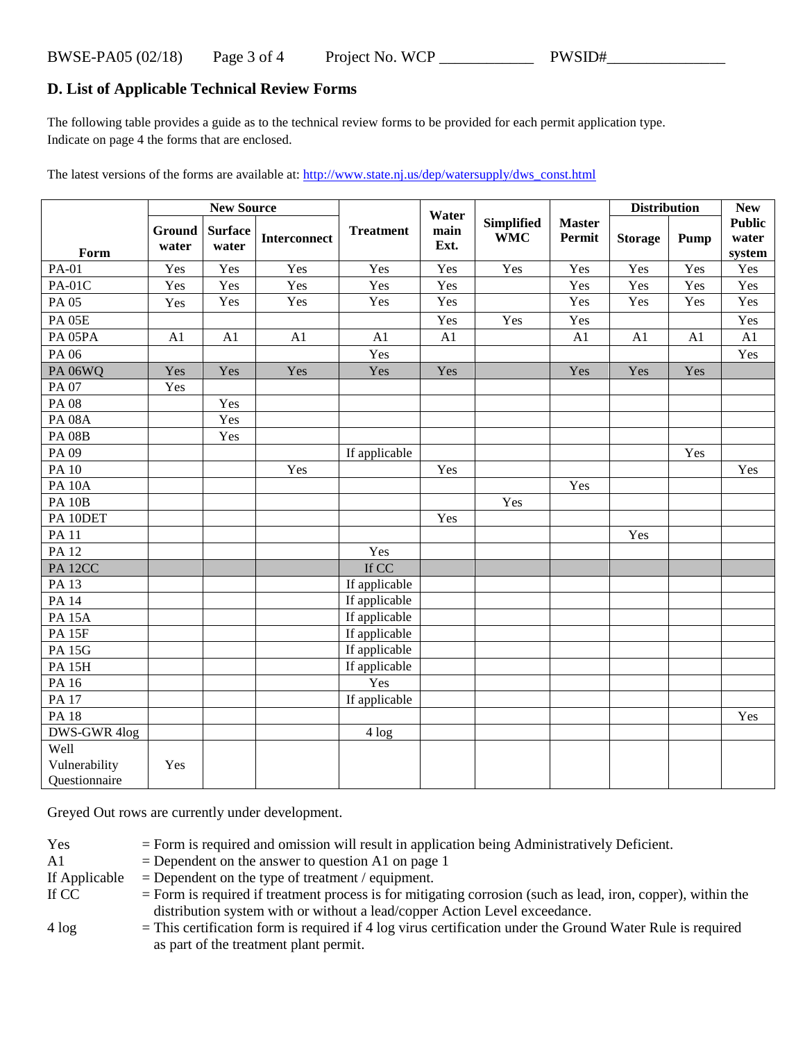## D. List of Applicable Technical Review Forms

The following table provides a guide as to the technical review forms to be provided for each permit application type. Indicate on page 4 the forms that are enclosed.

The latest versions of the forms are available at: http://www.state.nj.us/dep/watersupply/dws_const.html

| Form | New Source | | | Treatment | Water main Ext. | Simplified WMC | Master Permit | Distribution | | New Public water system |
|---|---|---|---|---|---|---|---|---|---|---|
| | Ground water | Surface water | Interconnect | | | | | Storage | Pump | |
| PA-01 | Yes | Yes | Yes | Yes | Yes | Yes | Yes | Yes | Yes | Yes |
| PA-01C | Yes | Yes | Yes | Yes | Yes | | Yes | Yes | Yes | Yes |
| PA 05 | Yes | Yes | Yes | Yes | Yes | | Yes | Yes | Yes | Yes |
| PA 05E | | | | | Yes | Yes | Yes | | | Yes |
| PA 05PA | A1 | A1 | A1 | A1 | A1 | | A1 | A1 | A1 | A1 |
| PA 06 | | | | Yes | | | | | | Yes |
| PA 06WQ | Yes | Yes | Yes | Yes | Yes | | Yes | Yes | Yes | |
| PA 07 | Yes | | | | | | | | | |
| PA 08 | | Yes | | | | | | | | |
| PA 08A | | Yes | | | | | | | | |
| PA 08B | | Yes | | | | | | | | |
| PA 09 | | | | If applicable | | | | | Yes | |
| PA 10 | | | Yes | | Yes | | | | | Yes |
| PA 10A | | | | | | | Yes | | | |
| PA 10B | | | | | | Yes | | | | |
| PA 10DET | | | | | Yes | | | | | |
| PA 11 | | | | | | | | Yes | | |
| PA 12 | | | | Yes | | | | | | |
| PA 12CC | | | | If CC | | | | | | |
| PA 13 | | | | If applicable | | | | | | |
| PA 14 | | | | If applicable | | | | | | |
| PA 15A | | | | If applicable | | | | | | |
| PA 15F | | | | If applicable | | | | | | |
| PA 15G | | | | If applicable | | | | | | |
| PA 15H | | | | If applicable | | | | | | |
| PA 16 | | | | Yes | | | | | | |
| PA 17 | | | | If applicable | | | | | | |
| PA 18 | | | | | | | | | | Yes |
| DWS-GWR 4log | | | | 4 log | | | | | | |
| Well Vulnerability Questionnaire | Yes | | | | | | | | | |

Greyed Out rows are currently under development.

- Yes = Form is required and omission will result in application being Administratively Deficient.
- A1 = Dependent on the answer to question A1 on page 1
- If Applicable = Dependent on the type of treatment / equipment.
- If CC = Form is required if treatment process is for mitigating corrosion (such as lead, iron, copper), within the distribution system with or without a lead/copper Action Level exceedance.
- 4 log = This certification form is required if 4 log virus certification under the Ground Water Rule is required as part of the treatment plant permit.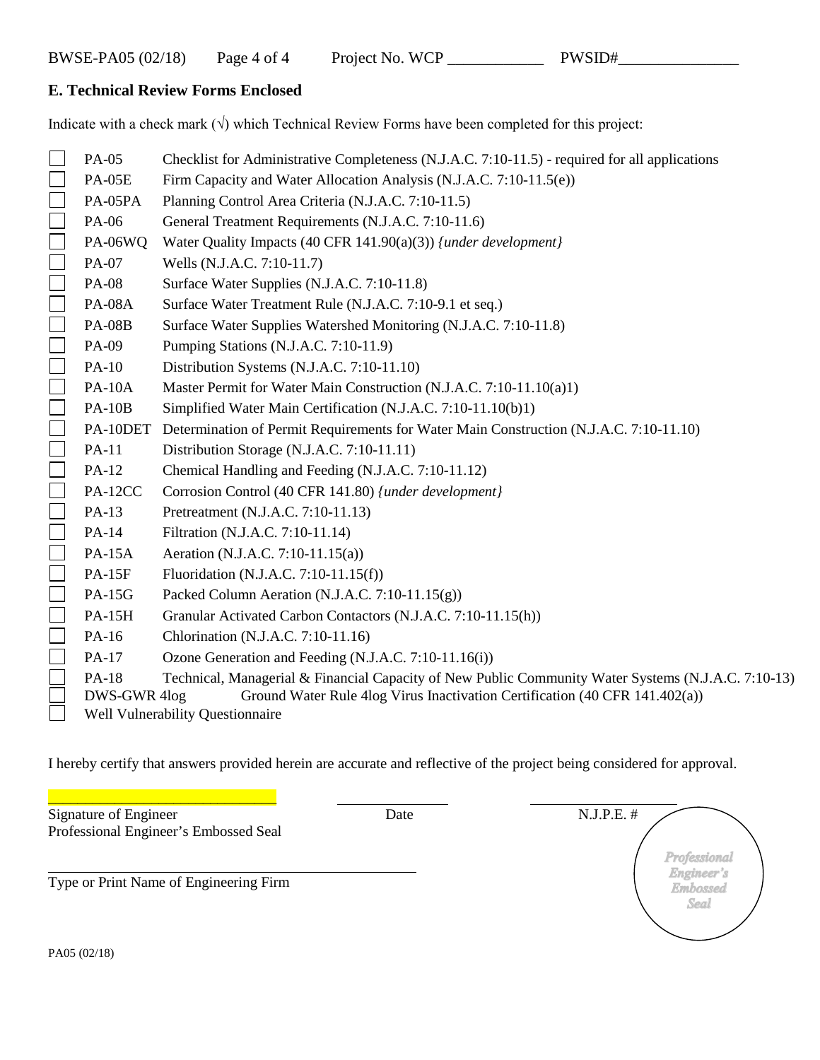## E. Technical Review Forms Enclosed

Indicate with a check mark (√) which Technical Review Forms have been completed for this project:

- ☐ PA-05 Checklist for Administrative Completeness (N.J.A.C. 7:10-11.5) - required for all applications
- ☐ PA-05E Firm Capacity and Water Allocation Analysis (N.J.A.C. 7:10-11.5(e))
- ☐ PA-05PA Planning Control Area Criteria (N.J.A.C. 7:10-11.5)
- ☐ PA-06 General Treatment Requirements (N.J.A.C. 7:10-11.6)
- ☐ PA-06WQ Water Quality Impacts (40 CFR 141.90(a)(3)) *{under development}*
- ☐ PA-07 Wells (N.J.A.C. 7:10-11.7)
- ☐ PA-08 Surface Water Supplies (N.J.A.C. 7:10-11.8)
- ☐ PA-08A Surface Water Treatment Rule (N.J.A.C. 7:10-9.1 et seq.)
- ☐ PA-08B Surface Water Supplies Watershed Monitoring (N.J.A.C. 7:10-11.8)
- ☐ PA-09 Pumping Stations (N.J.A.C. 7:10-11.9)
- ☐ PA-10 Distribution Systems (N.J.A.C. 7:10-11.10)
- ☐ PA-10A Master Permit for Water Main Construction (N.J.A.C. 7:10-11.10(a)1)
- ☐ PA-10B Simplified Water Main Certification (N.J.A.C. 7:10-11.10(b)1)
- ☐ PA-10DET Determination of Permit Requirements for Water Main Construction (N.J.A.C. 7:10-11.10)
- ☐ PA-11 Distribution Storage (N.J.A.C. 7:10-11.11)
- ☐ PA-12 Chemical Handling and Feeding (N.J.A.C. 7:10-11.12)
- ☐ PA-12CC Corrosion Control (40 CFR 141.80) *{under development}*
- ☐ PA-13 Pretreatment (N.J.A.C. 7:10-11.13)
- ☐ PA-14 Filtration (N.J.A.C. 7:10-11.14)
- ☐ PA-15A Aeration (N.J.A.C. 7:10-11.15(a))
- ☐ PA-15F Fluoridation (N.J.A.C. 7:10-11.15(f))
- ☐ PA-15G Packed Column Aeration (N.J.A.C. 7:10-11.15(g))
- ☐ PA-15H Granular Activated Carbon Contactors (N.J.A.C. 7:10-11.15(h))
- ☐ PA-16 Chlorination (N.J.A.C. 7:10-11.16)
- ☐ PA-17 Ozone Generation and Feeding (N.J.A.C. 7:10-11.16(i))
- ☐ PA-18 Technical, Managerial & Financial Capacity of New Public Community Water Systems (N.J.A.C. 7:10-13)
- ☐ DWS-GWR 4log Ground Water Rule 4log Virus Inactivation Certification (40 CFR 141.402(a))
- ☐ Well Vulnerability Questionnaire

I hereby certify that answers provided herein are accurate and reflective of the project being considered for approval.

\_\_\_\_\_\_\_\_\_\_\_\_\_\_\_\_\_\_\_\_\_\_\_\_\_\_\_\_ \_\_\_\_\_\_\_\_\_\_\_\_\_\_ \_\_\_\_\_\_\_\_\_\_\_\_\_\_\_\_\_\_
Signature of Engineer Date N.J.P.E. #
Professional Engineer's Embossed Seal

\_\_\_\_\_\_\_\_\_\_\_\_\_\_\_\_\_\_\_\_\_\_\_\_\_\_\_\_\_\_\_\_\_\_\_\_\_\_\_\_\_\_\_\_
Type or Print Name of Engineering Firm

Professional Engineer's Embossed Seal